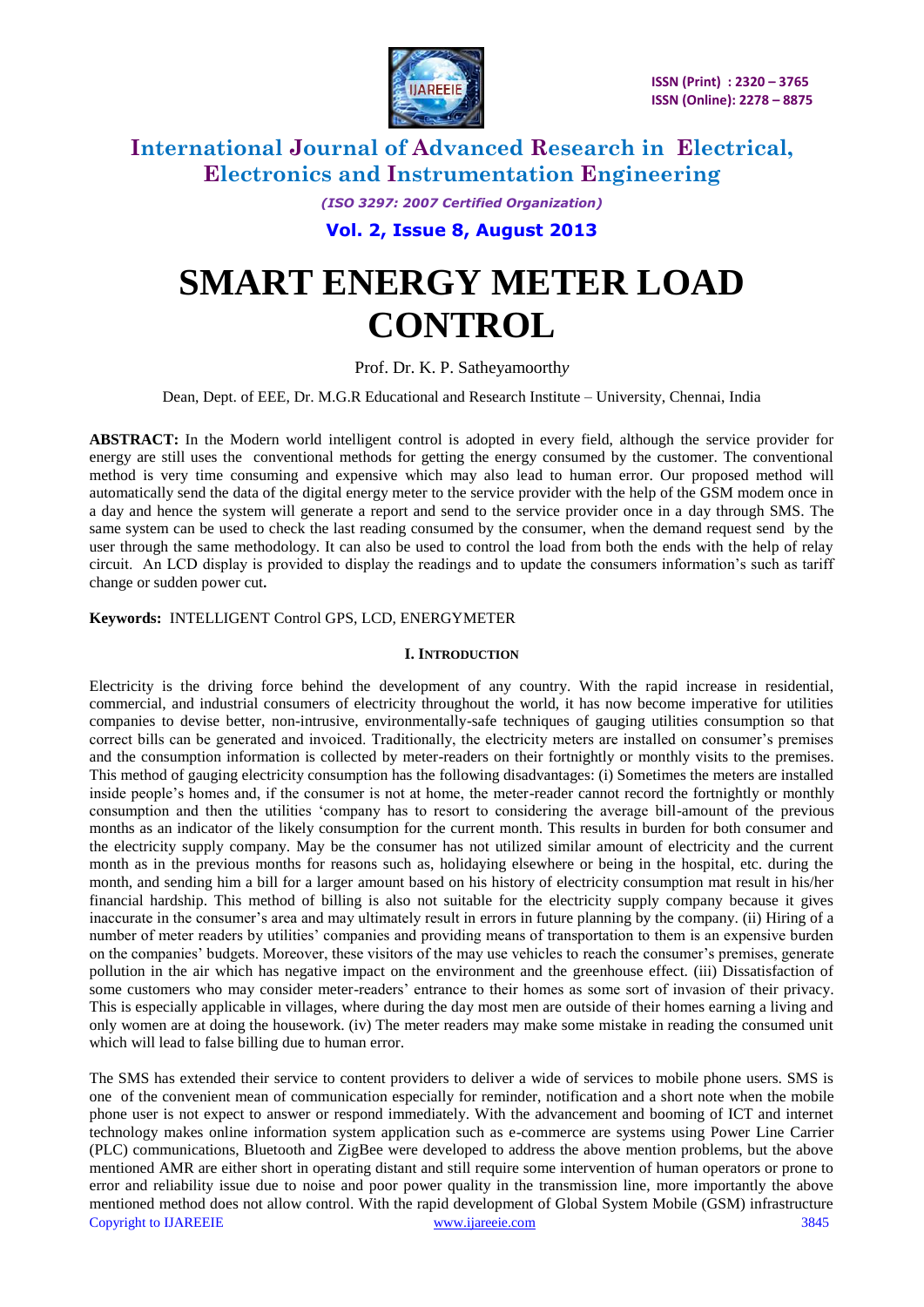# SMART ENERGY METER LOAD CONTROL

Prof. Dr. K. P. Satheyamoorthy

Dean, Dept. of EEE, Dr. M.G.R Educational and Research Institute – University, Chennai, India

**ABSTRACT:** In the Modern world intelligent control is adopted in every field, although the service provider for energy are still uses the conventional methods for getting the energy consumed by the customer. The conventional method is very time consuming and expensive which may also lead to human error. Our proposed method will automatically send the data of the digital energy meter to the service provider with the help of the GSM modem once in a day and hence the system will generate a report and send to the service provider once in a day through SMS. The same system can be used to check the last reading consumed by the consumer, when the demand request send by the user through the same methodology. It can also be used to control the load from both the ends with the help of relay circuit. An LCD display is provided to display the readings and to update the consumers information's such as tariff change or sudden power cut**.**

**Keywords:** INTELLIGENT Control GPS, LCD, ENERGYMETER

## I. INTRODUCTION

Electricity is the driving force behind the development of any country. With the rapid increase in residential, commercial, and industrial consumers of electricity throughout the world, it has now become imperative for utilities companies to devise better, non-intrusive, environmentally-safe techniques of gauging utilities consumption so that correct bills can be generated and invoiced. Traditionally, the electricity meters are installed on consumer's premises and the consumption information is collected by meter-readers on their fortnightly or monthly visits to the premises. This method of gauging electricity consumption has the following disadvantages: (i) Sometimes the meters are installed inside people's homes and, if the consumer is not at home, the meter-reader cannot record the fortnightly or monthly consumption and then the utilities 'company has to resort to considering the average bill-amount of the previous months as an indicator of the likely consumption for the current month. This results in burden for both consumer and the electricity supply company. May be the consumer has not utilized similar amount of electricity and the current month as in the previous months for reasons such as, holidaying elsewhere or being in the hospital, etc. during the month, and sending him a bill for a larger amount based on his history of electricity consumption mat result in his/her financial hardship. This method of billing is also not suitable for the electricity supply company because it gives inaccurate in the consumer's area and may ultimately result in errors in future planning by the company. (ii) Hiring of a number of meter readers by utilities' companies and providing means of transportation to them is an expensive burden on the companies' budgets. Moreover, these visitors of the may use vehicles to reach the consumer's premises, generate pollution in the air which has negative impact on the environment and the greenhouse effect. (iii) Dissatisfaction of some customers who may consider meter-readers' entrance to their homes as some sort of invasion of their privacy. This is especially applicable in villages, where during the day most men are outside of their homes earning a living and only women are at doing the housework. (iv) The meter readers may make some mistake in reading the consumed unit which will lead to false billing due to human error.

The SMS has extended their service to content providers to deliver a wide of services to mobile phone users. SMS is one of the convenient mean of communication especially for reminder, notification and a short note when the mobile phone user is not expect to answer or respond immediately. With the advancement and booming of ICT and internet technology makes online information system application such as e-commerce are systems using Power Line Carrier (PLC) communications, Bluetooth and ZigBee were developed to address the above mention problems, but the above mentioned AMR are either short in operating distant and still require some intervention of human operators or prone to error and reliability issue due to noise and poor power quality in the transmission line, more importantly the above mentioned method does not allow control. With the rapid development of Global System Mobile (GSM) infrastructure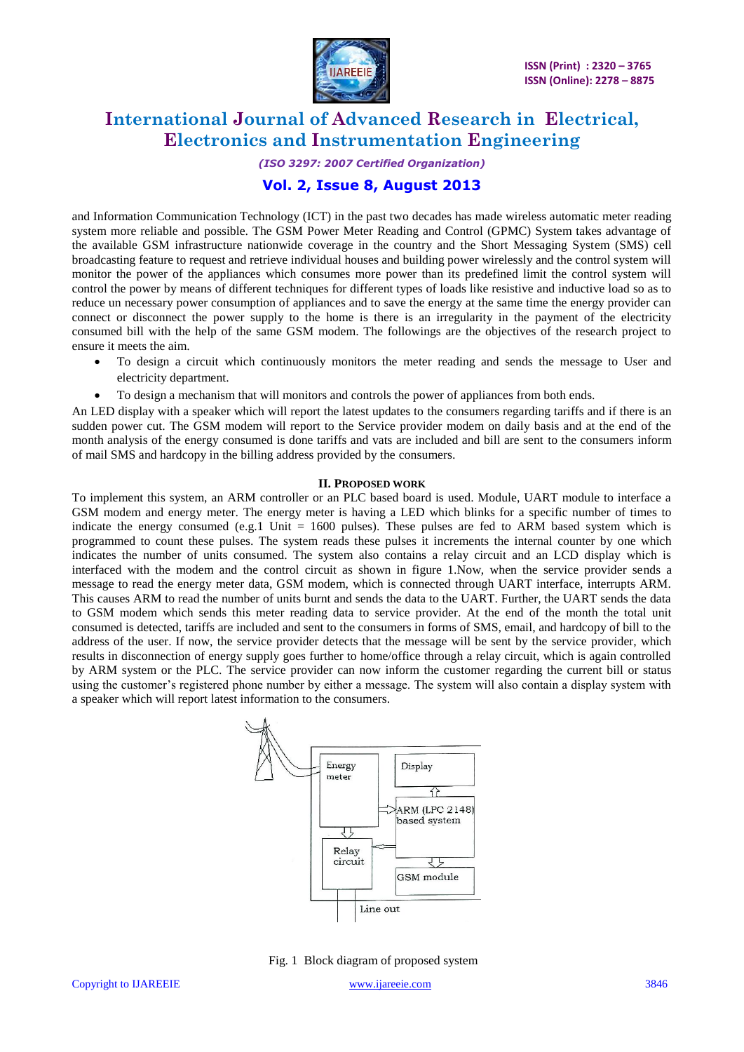and Information Communication Technology (ICT) in the past two decades has made wireless automatic meter reading system more reliable and possible. The GSM Power Meter Reading and Control (GPMC) System takes advantage of the available GSM infrastructure nationwide coverage in the country and the Short Messaging System (SMS) cell broadcasting feature to request and retrieve individual houses and building power wirelessly and the control system will monitor the power of the appliances which consumes more power than its predefined limit the control system will control the power by means of different techniques for different types of loads like resistive and inductive load so as to reduce un necessary power consumption of appliances and to save the energy at the same time the energy provider can connect or disconnect the power supply to the home is there is an irregularity in the payment of the electricity consumed bill with the help of the same GSM modem. The followings are the objectives of the research project to ensure it meets the aim.

- To design a circuit which continuously monitors the meter reading and sends the message to User and electricity department.
- To design a mechanism that will monitors and controls the power of appliances from both ends.

An LED display with a speaker which will report the latest updates to the consumers regarding tariffs and if there is an sudden power cut. The GSM modem will report to the Service provider modem on daily basis and at the end of the month analysis of the energy consumed is done tariffs and vats are included and bill are sent to the consumers inform of mail SMS and hardcopy in the billing address provided by the consumers.

## II. Proposed Work

To implement this system, an ARM controller or an PLC based board is used. Module, UART module to interface a GSM modem and energy meter. The energy meter is having a LED which blinks for a specific number of times to indicate the energy consumed (e.g.1 Unit = 1600 pulses). These pulses are fed to ARM based system which is programmed to count these pulses. The system reads these pulses it increments the internal counter by one which indicates the number of units consumed. The system also contains a relay circuit and an LCD display which is interfaced with the modem and the control circuit as shown in figure 1.Now, when the service provider sends a message to read the energy meter data, GSM modem, which is connected through UART interface, interrupts ARM. This causes ARM to read the number of units burnt and sends the data to the UART. Further, the UART sends the data to GSM modem which sends this meter reading data to service provider. At the end of the month the total unit consumed is detected, tariffs are included and sent to the consumers in forms of SMS, email, and hardcopy of bill to the address of the user. If now, the service provider detects that the message will be sent by the service provider, which results in disconnection of energy supply goes further to home/office through a relay circuit, which is again controlled by ARM system or the PLC. The service provider can now inform the customer regarding the current bill or status using the customer's registered phone number by either a message. The system will also contain a display system with a speaker which will report latest information to the consumers.

Fig. 1 Block diagram of proposed system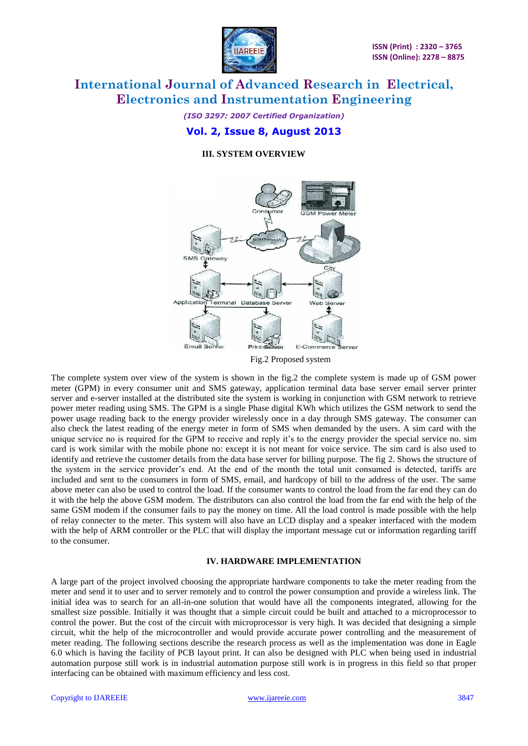## III. SYSTEM OVERVIEW

Fig.2 Proposed system

The complete system over view of the system is shown in the fig.2 the complete system is made up of GSM power meter (GPM) in every consumer unit and SMS gateway, application terminal data base server email server printer server and e-server installed at the distributed site the system is working in conjunction with GSM network to retrieve power meter reading using SMS. The GPM is a single Phase digital KWh which utilizes the GSM network to send the power usage reading back to the energy provider wirelessly once in a day through SMS gateway. The consumer can also check the latest reading of the energy meter in form of SMS when demanded by the users. A sim card with the unique service no is required for the GPM to receive and reply it's to the energy provider the special service no. sim card is work similar with the mobile phone no: except it is not meant for voice service. The sim card is also used to identify and retrieve the customer details from the data base server for billing purpose. The fig 2. Shows the structure of the system in the service provider's end. At the end of the month the total unit consumed is detected, tariffs are included and sent to the consumers in form of SMS, email, and hardcopy of bill to the address of the user. The same above meter can also be used to control the load. If the consumer wants to control the load from the far end they can do it with the help the above GSM modem. The distributors can also control the load from the far end with the help of the same GSM modem if the consumer fails to pay the money on time. All the load control is made possible with the help of relay connecter to the meter. This system will also have an LCD display and a speaker interfaced with the modem with the help of ARM controller or the PLC that will display the important message cut or information regarding tariff to the consumer.

## IV. HARDWARE IMPLEMENTATION

A large part of the project involved choosing the appropriate hardware components to take the meter reading from the meter and send it to user and to server remotely and to control the power consumption and provide a wireless link. The initial idea was to search for an all-in-one solution that would have all the components integrated, allowing for the smallest size possible. Initially it was thought that a simple circuit could be built and attached to a microprocessor to control the power. But the cost of the circuit with microprocessor is very high. It was decided that designing a simple circuit, whit the help of the microcontroller and would provide accurate power controlling and the measurement of meter reading. The following sections describe the research process as well as the implementation was done in Eagle 6.0 which is having the facility of PCB layout print. It can also be designed with PLC when being used in industrial automation purpose still work is in industrial automation purpose still work is in progress in this field so that proper interfacing can be obtained with maximum efficiency and less cost.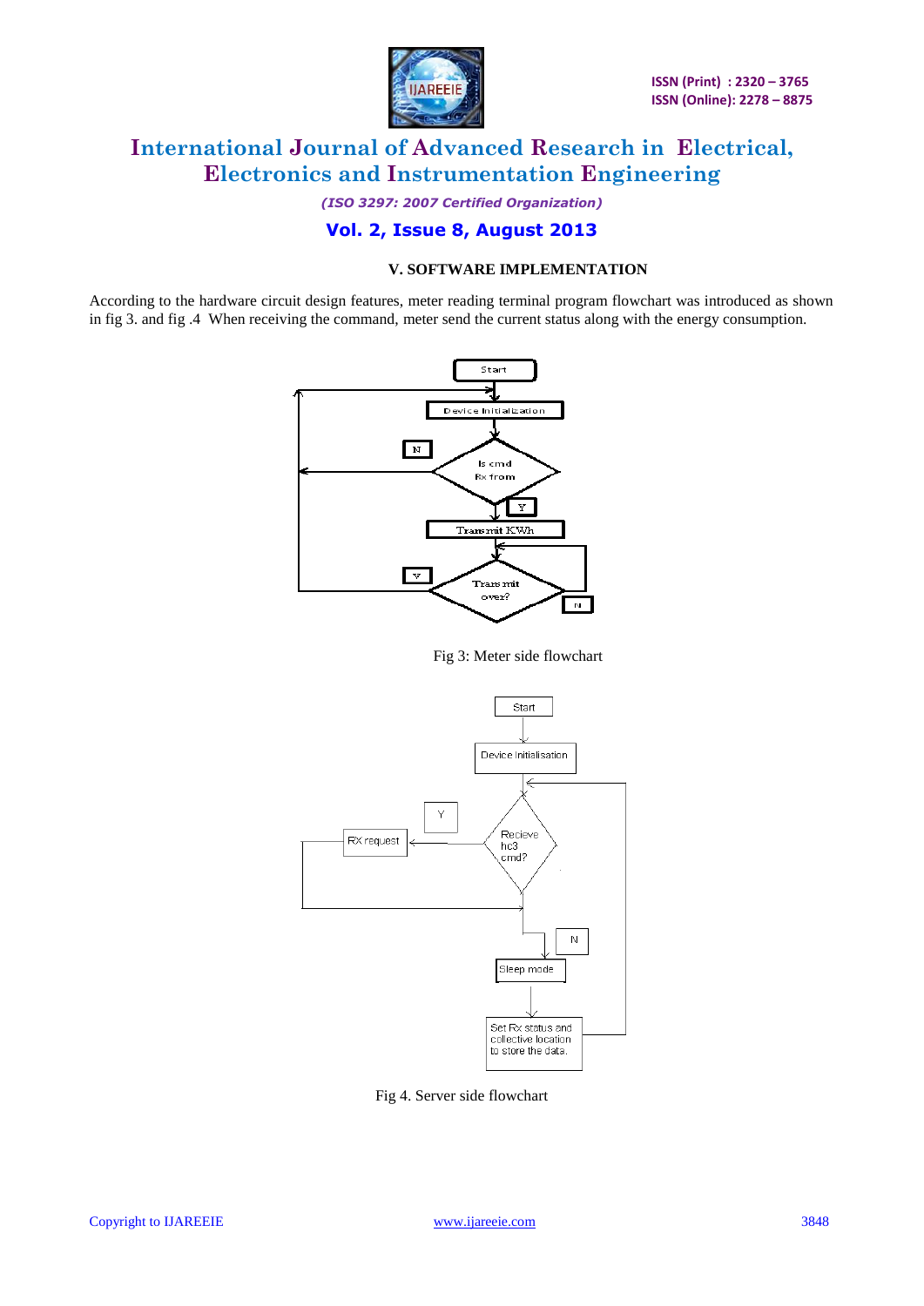### V. SOFTWARE IMPLEMENTATION

According to the hardware circuit design features, meter reading terminal program flowchart was introduced as shown in fig 3. and fig .4 When receiving the command, meter send the current status along with the energy consumption.

Fig 3: Meter side flowchart

Fig 4. Server side flowchart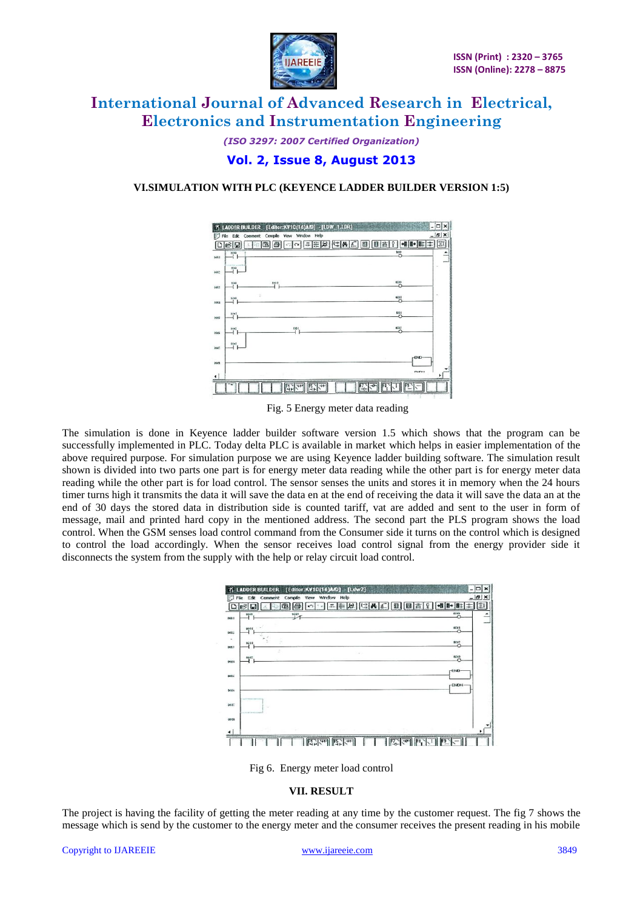### VI.SIMULATION WITH PLC (KEYENCE LADDER BUILDER VERSION 1:5)

Fig. 5 Energy meter data reading

The simulation is done in Keyence ladder builder software version 1.5 which shows that the program can be successfully implemented in PLC. Today delta PLC is available in market which helps in easier implementation of the above required purpose. For simulation purpose we are using Keyence ladder building software. The simulation result shown is divided into two parts one part is for energy meter data reading while the other part is for energy meter data reading while the other part is for load control. The sensor senses the units and stores it in memory when the 24 hours timer turns high it transmits the data it will save the data en at the end of receiving the data it will save the data an at the end of 30 days the stored data in distribution side is counted tariff, vat are added and sent to the user in form of message, mail and printed hard copy in the mentioned address. The second part the PLS program shows the load control. When the GSM senses load control command from the Consumer side it turns on the control which is designed to control the load accordingly. When the sensor receives load control signal from the energy provider side it disconnects the system from the supply with the help or relay circuit load control.

Fig 6. Energy meter load control

### VII. RESULT

The project is having the facility of getting the meter reading at any time by the customer request. The fig 7 shows the message which is send by the customer to the energy meter and the consumer receives the present reading in his mobile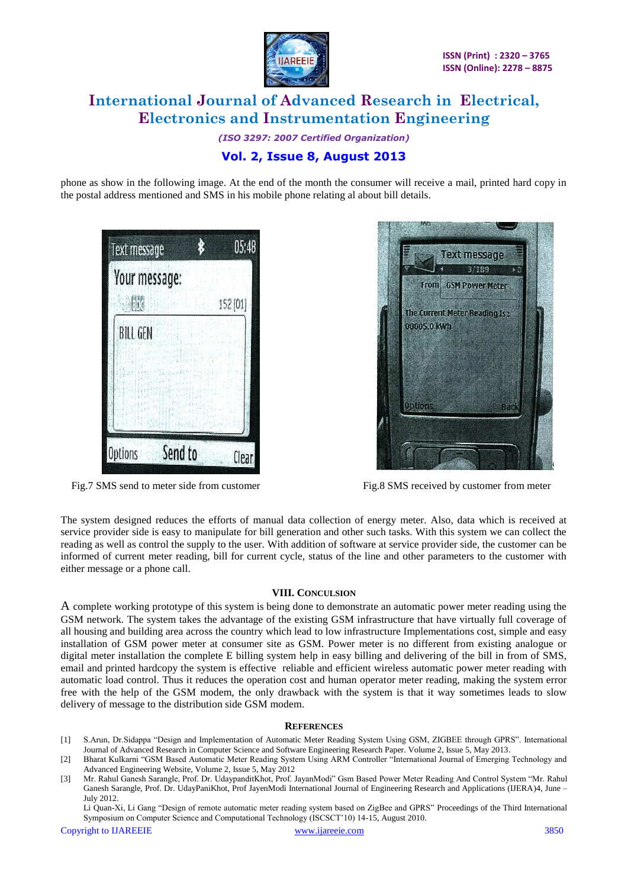phone as show in the following image. At the end of the month the consumer will receive a mail, printed hard copy in the postal address mentioned and SMS in his mobile phone relating al about bill details.

Fig.7 SMS send to meter side from customer

Fig.8 SMS received by customer from meter

The system designed reduces the efforts of manual data collection of energy meter. Also, data which is received at service provider side is easy to manipulate for bill generation and other such tasks. With this system we can collect the reading as well as control the supply to the user. With addition of software at service provider side, the customer can be informed of current meter reading, bill for current cycle, status of the line and other parameters to the customer with either message or a phone call.

## VIII. CONCUSLION

A complete working prototype of this system is being done to demonstrate an automatic power meter reading using the GSM network. The system takes the advantage of the existing GSM infrastructure that have virtually full coverage of all housing and building area across the country which lead to low infrastructure Implementations cost, simple and easy installation of GSM power meter at consumer site as GSM. Power meter is no different from existing analogue or digital meter installation the complete E billing system help in easy billing and delivering of the bill in from of SMS, email and printed hardcopy the system is effective reliable and efficient wireless automatic power meter reading with automatic load control. Thus it reduces the operation cost and human operator meter reading, making the system error free with the help of the GSM modem, the only drawback with the system is that it way sometimes leads to slow delivery of message to the distribution side GSM modem.

## REFERENCES

[1] S.Arun, Dr.Sidappa "Design and Implementation of Automatic Meter Reading System Using GSM, ZIGBEE through GPRS". International Journal of Advanced Research in Computer Science and Software Engineering Research Paper. Volume 2, Issue 5, May 2013.

[2] Bharat Kulkarni "GSM Based Automatic Meter Reading System Using ARM Controller "International Journal of Emerging Technology and Advanced Engineering Website, Volume 2, Issue 5, May 2012

[3] Mr. Rahul Ganesh Sarangle, Prof. Dr. UdaypanditKhot, Prof. JayanModi" Gsm Based Power Meter Reading And Control System "Mr. Rahul Ganesh Sarangle, Prof. Dr. UdayPaniKhot, Prof JayenModi International Journal of Engineering Research and Applications (IJERA)4, June – July 2012.

Li Quan-Xi, Li Gang "Design of remote automatic meter reading system based on ZigBee and GPRS" Proceedings of the Third International Symposium on Computer Science and Computational Technology (ISCSCT'10) 14-15, August 2010.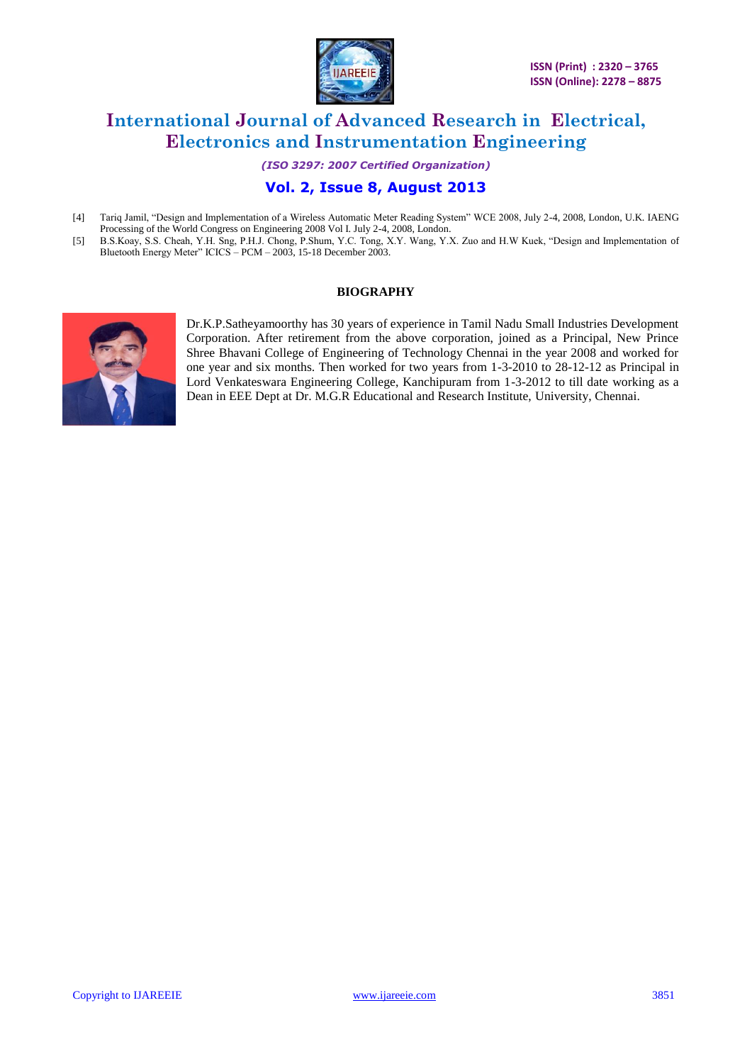[4] Tariq Jamil, "Design and Implementation of a Wireless Automatic Meter Reading System" WCE 2008, July 2-4, 2008, London, U.K. IAENG Processing of the World Congress on Engineering 2008 Vol I. July 2-4, 2008, London.

[5] B.S.Koay, S.S. Cheah, Y.H. Sng, P.H.J. Chong, P.Shum, Y.C. Tong, X.Y. Wang, Y.X. Zuo and H.W Kuek, "Design and Implementation of Bluetooth Energy Meter" ICICS – PCM – 2003, 15-18 December 2003.

## BIOGRAPHY

Dr.K.P.Satheyamoorthy has 30 years of experience in Tamil Nadu Small Industries Development Corporation. After retirement from the above corporation, joined as a Principal, New Prince Shree Bhavani College of Engineering of Technology Chennai in the year 2008 and worked for one year and six months. Then worked for two years from 1-3-2010 to 28-12-12 as Principal in Lord Venkateswara Engineering College, Kanchipuram from 1-3-2012 to till date working as a Dean in EEE Dept at Dr. M.G.R Educational and Research Institute, University, Chennai.